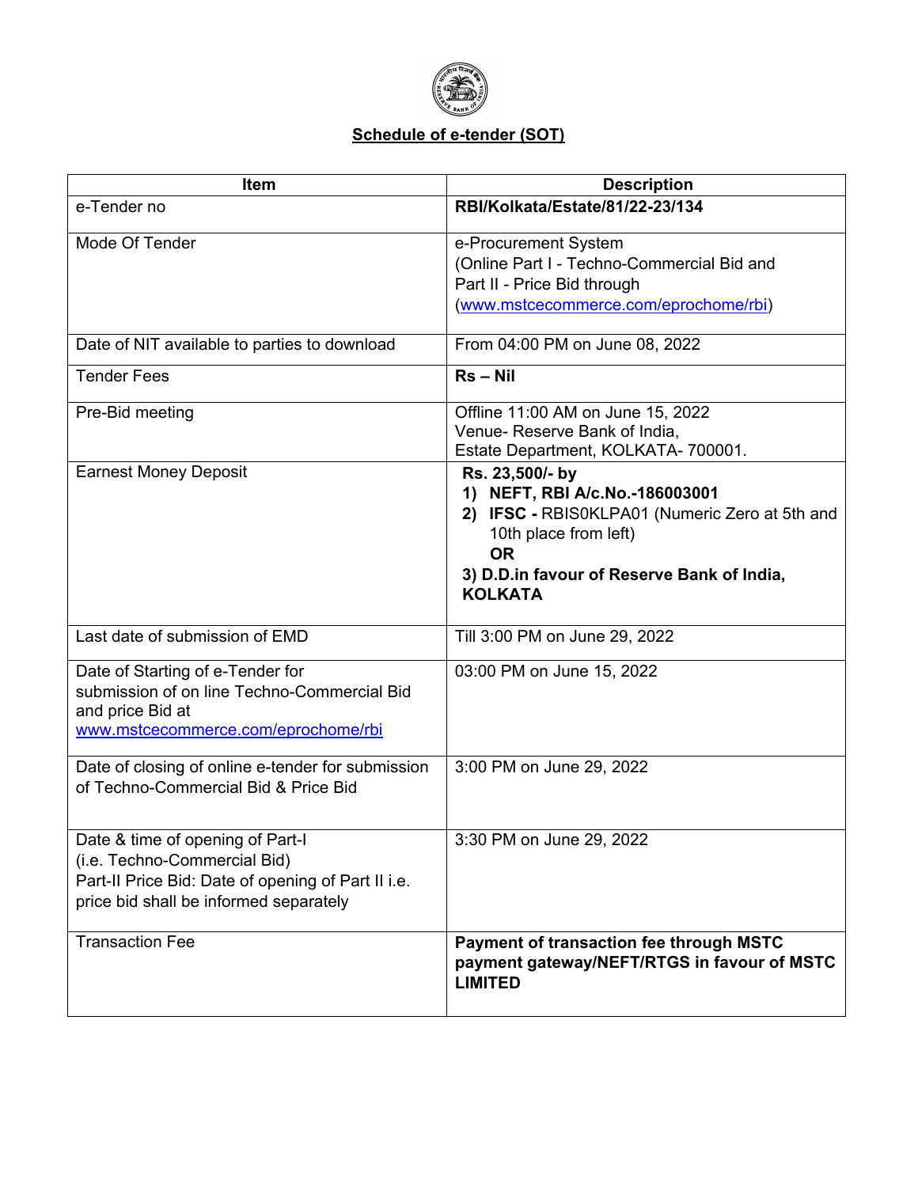# Schedule of e-tender (SOT)

| Item | Description |
|---|---|
| e-Tender no | **RBI/Kolkata/Estate/81/22-23/134** |
| Mode Of Tender | e-Procurement System (Online Part I - Techno-Commercial Bid and Part II - Price Bid through (www.mstcecommerce.com/eprochome/rbi) |
| Date of NIT available to parties to download | From 04:00 PM on June 08, 2022 |
| Tender Fees | **Rs – Nil** |
| Pre-Bid meeting | Offline 11:00 AM on June 15, 2022<br>Venue- Reserve Bank of India,<br>Estate Department, KOLKATA- 700001. |
| Earnest Money Deposit | **Rs. 23,500/- by**<br>**1) NEFT, RBI A/c.No.-186003001**<br>**2) IFSC -** RBIS0KLPA01 (Numeric Zero at 5th and 10th place from left)<br>**OR**<br>**3) D.D.in favour of Reserve Bank of India, KOLKATA** |
| Last date of submission of EMD | Till 3:00 PM on June 29, 2022 |
| Date of Starting of e-Tender for submission of on line Techno-Commercial Bid and price Bid at www.mstcecommerce.com/eprochome/rbi | 03:00 PM on June 15, 2022 |
| Date of closing of online e-tender for submission of Techno-Commercial Bid & Price Bid | 3:00 PM on June 29, 2022 |
| Date & time of opening of Part-I (i.e. Techno-Commercial Bid)<br>Part-II Price Bid: Date of opening of Part II i.e. price bid shall be informed separately | 3:30 PM on June 29, 2022 |
| Transaction Fee | **Payment of transaction fee through MSTC payment gateway/NEFT/RTGS in favour of MSTC LIMITED** |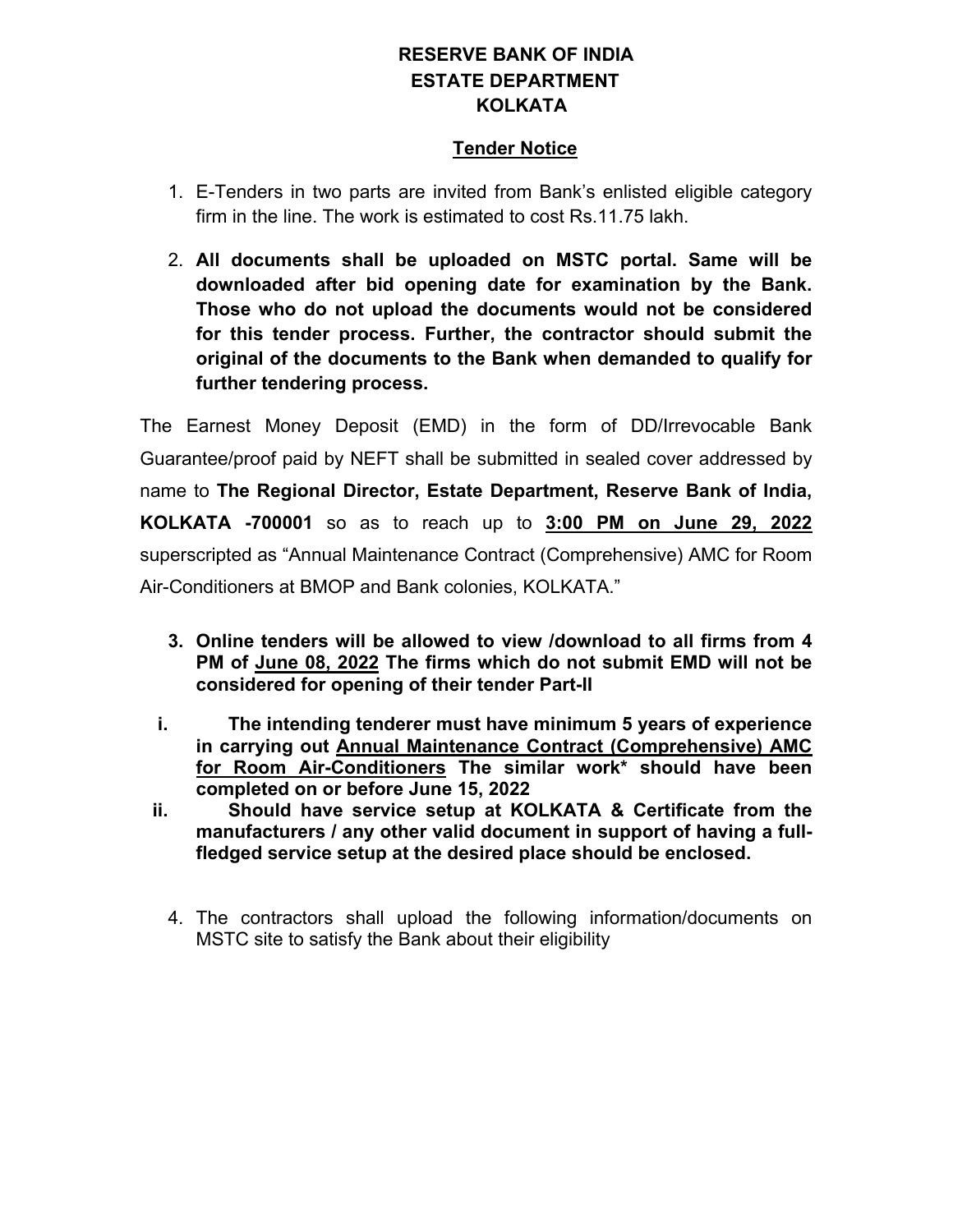**RESERVE BANK OF INDIA**
**ESTATE DEPARTMENT**
**KOLKATA**

**Tender Notice**

1. E-Tenders in two parts are invited from Bank's enlisted eligible category firm in the line. The work is estimated to cost Rs.11.75 lakh.

2. **All documents shall be uploaded on MSTC portal. Same will be downloaded after bid opening date for examination by the Bank. Those who do not upload the documents would not be considered for this tender process. Further, the contractor should submit the original of the documents to the Bank when demanded to qualify for further tendering process.**

The Earnest Money Deposit (EMD) in the form of DD/Irrevocable Bank Guarantee/proof paid by NEFT shall be submitted in sealed cover addressed by name to **The Regional Director, Estate Department, Reserve Bank of India, KOLKATA -700001** so as to reach up to **3:00 PM on June 29, 2022** superscripted as "Annual Maintenance Contract (Comprehensive) AMC for Room Air-Conditioners at BMOP and Bank colonies, KOLKATA."

3. **Online tenders will be allowed to view /download to all firms from 4 PM of June 08, 2022 The firms which do not submit EMD will not be considered for opening of their tender Part-II**

   i. **The intending tenderer must have minimum 5 years of experience in carrying out Annual Maintenance Contract (Comprehensive) AMC for Room Air-Conditioners The similar work* should have been completed on or before June 15, 2022**

   ii. **Should have service setup at KOLKATA & Certificate from the manufacturers / any other valid document in support of having a full-fledged service setup at the desired place should be enclosed.**

4. The contractors shall upload the following information/documents on MSTC site to satisfy the Bank about their eligibility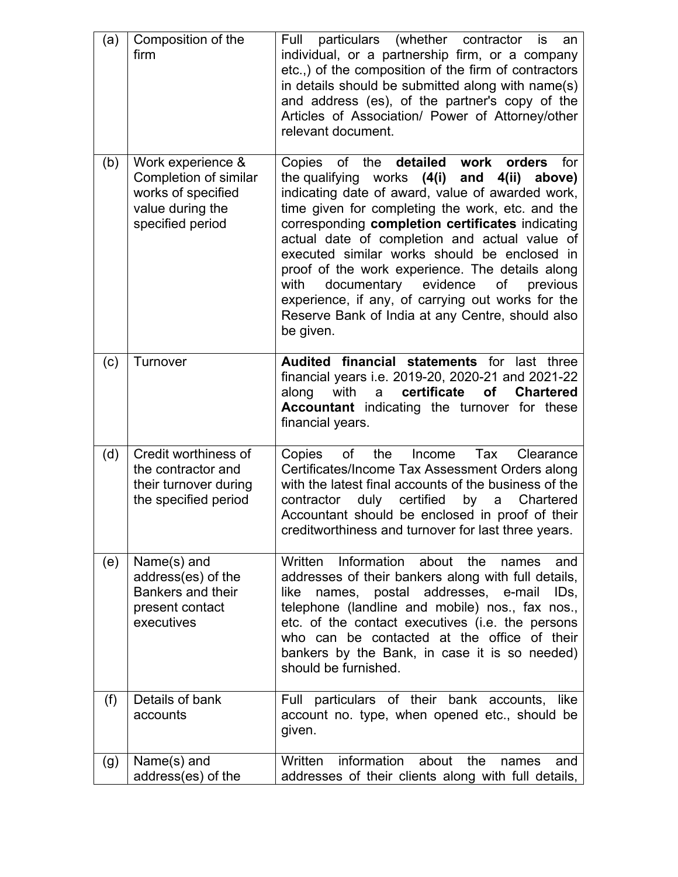| | | |
|---|---|---|
| (a) | Composition of the firm | Full particulars (whether contractor is an individual, or a partnership firm, or a company etc.,) of the composition of the firm of contractors in details should be submitted along with name(s) and address (es), of the partner's copy of the Articles of Association/ Power of Attorney/other relevant document. |
| (b) | Work experience & Completion of similar works of specified value during the specified period | Copies of the **detailed work orders** for the qualifying works **(4(i) and 4(ii) above)** indicating date of award, value of awarded work, time given for completing the work, etc. and the corresponding **completion certificates** indicating actual date of completion and actual value of executed similar works should be enclosed in proof of the work experience. The details along with documentary evidence of previous experience, if any, of carrying out works for the Reserve Bank of India at any Centre, should also be given. |
| (c) | Turnover | **Audited financial statements** for last three financial years i.e. 2019-20, 2020-21 and 2021-22 along with a **certificate of Chartered Accountant** indicating the turnover for these financial years. |
| (d) | Credit worthiness of the contractor and their turnover during the specified period | Copies of the Income Tax Clearance Certificates/Income Tax Assessment Orders along with the latest final accounts of the business of the contractor duly certified by a Chartered Accountant should be enclosed in proof of their creditworthiness and turnover for last three years. |
| (e) | Name(s) and address(es) of the Bankers and their present contact executives | Written Information about the names and addresses of their bankers along with full details, like names, postal addresses, e-mail IDs, telephone (landline and mobile) nos., fax nos., etc. of the contact executives (i.e. the persons who can be contacted at the office of their bankers by the Bank, in case it is so needed) should be furnished. |
| (f) | Details of bank accounts | Full particulars of their bank accounts, like account no. type, when opened etc., should be given. |
| (g) | Name(s) and address(es) of the | Written information about the names and addresses of their clients along with full details, |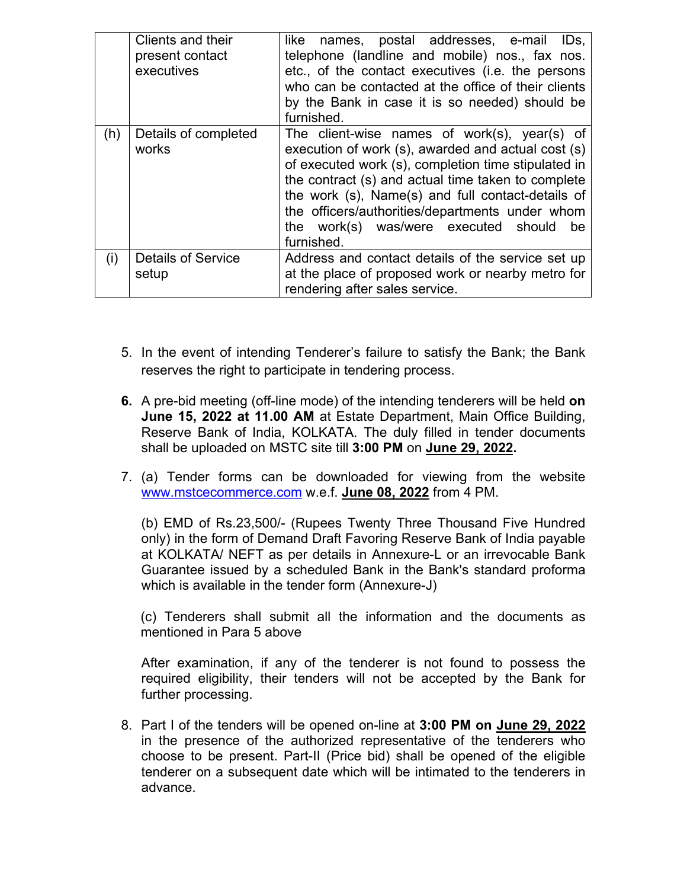|  | Clients and their present contact executives | like names, postal addresses, e-mail IDs, telephone (landline and mobile) nos., fax nos. etc., of the contact executives (i.e. the persons who can be contacted at the office of their clients by the Bank in case it is so needed) should be furnished. |
|---|---|---|
| (h) | Details of completed works | The client-wise names of work(s), year(s) of execution of work (s), awarded and actual cost (s) of executed work (s), completion time stipulated in the contract (s) and actual time taken to complete the work (s), Name(s) and full contact-details of the officers/authorities/departments under whom the work(s) was/were executed should be furnished. |
| (i) | Details of Service setup | Address and contact details of the service set up at the place of proposed work or nearby metro for rendering after sales service. |

5. In the event of intending Tenderer's failure to satisfy the Bank; the Bank reserves the right to participate in tendering process.

**6.** A pre-bid meeting (off-line mode) of the intending tenderers will be held **on June 15, 2022 at 11.00 AM** at Estate Department, Main Office Building, Reserve Bank of India, KOLKATA. The duly filled in tender documents shall be uploaded on MSTC site till **3:00 PM** on **June 29, 2022.**

7. (a) Tender forms can be downloaded for viewing from the website www.mstcecommerce.com w.e.f. **June 08, 2022** from 4 PM.

   (b) EMD of Rs.23,500/- (Rupees Twenty Three Thousand Five Hundred only) in the form of Demand Draft Favoring Reserve Bank of India payable at KOLKATA/ NEFT as per details in Annexure-L or an irrevocable Bank Guarantee issued by a scheduled Bank in the Bank's standard proforma which is available in the tender form (Annexure-J)

   (c) Tenderers shall submit all the information and the documents as mentioned in Para 5 above

   After examination, if any of the tenderer is not found to possess the required eligibility, their tenders will not be accepted by the Bank for further processing.

8. Part I of the tenders will be opened on-line at **3:00 PM on June 29, 2022** in the presence of the authorized representative of the tenderers who choose to be present. Part-II (Price bid) shall be opened of the eligible tenderer on a subsequent date which will be intimated to the tenderers in advance.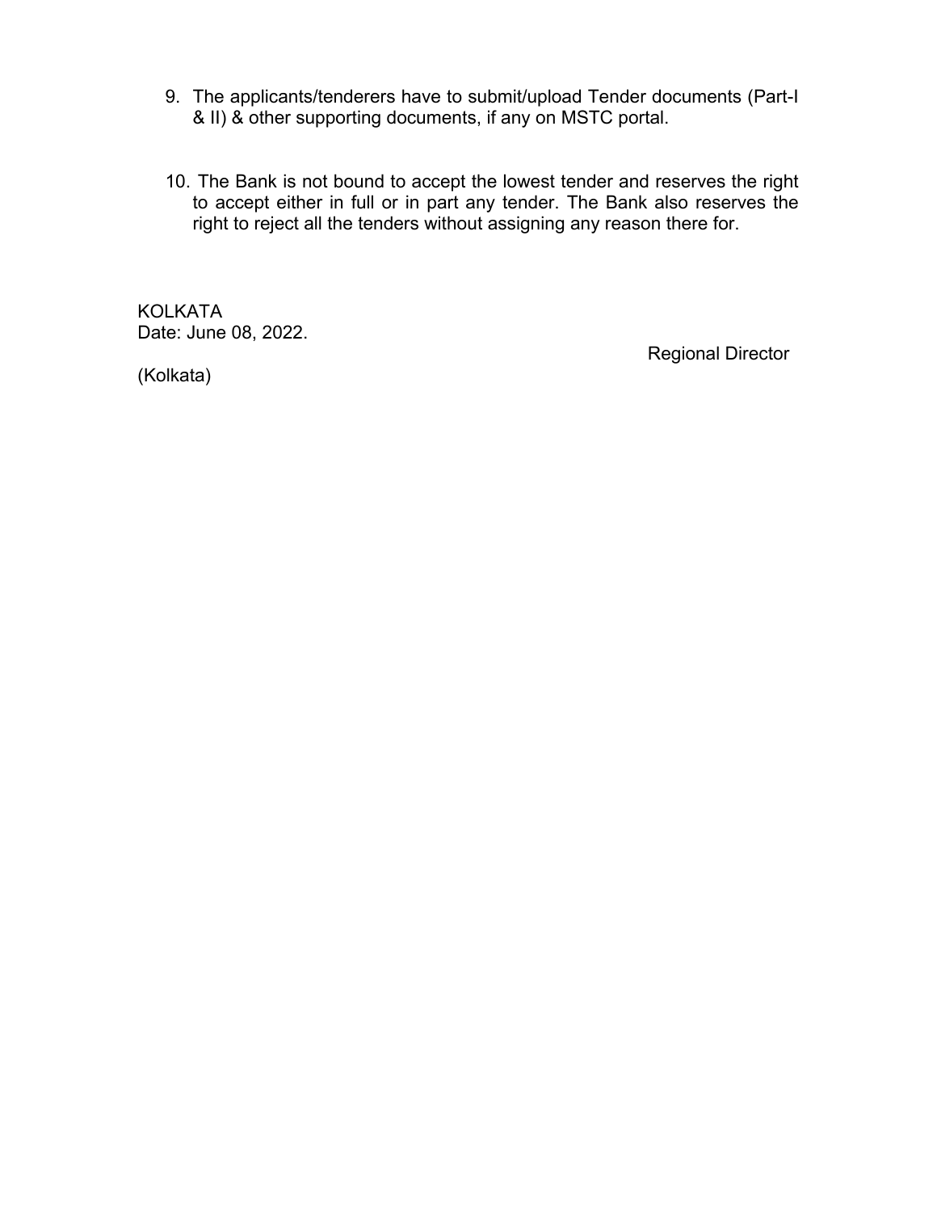9. The applicants/tenderers have to submit/upload Tender documents (Part-I & II) & other supporting documents, if any on MSTC portal.

10. The Bank is not bound to accept the lowest tender and reserves the right to accept either in full or in part any tender. The Bank also reserves the right to reject all the tenders without assigning any reason there for.

KOLKATA
Date: June 08, 2022.

Regional Director
(Kolkata)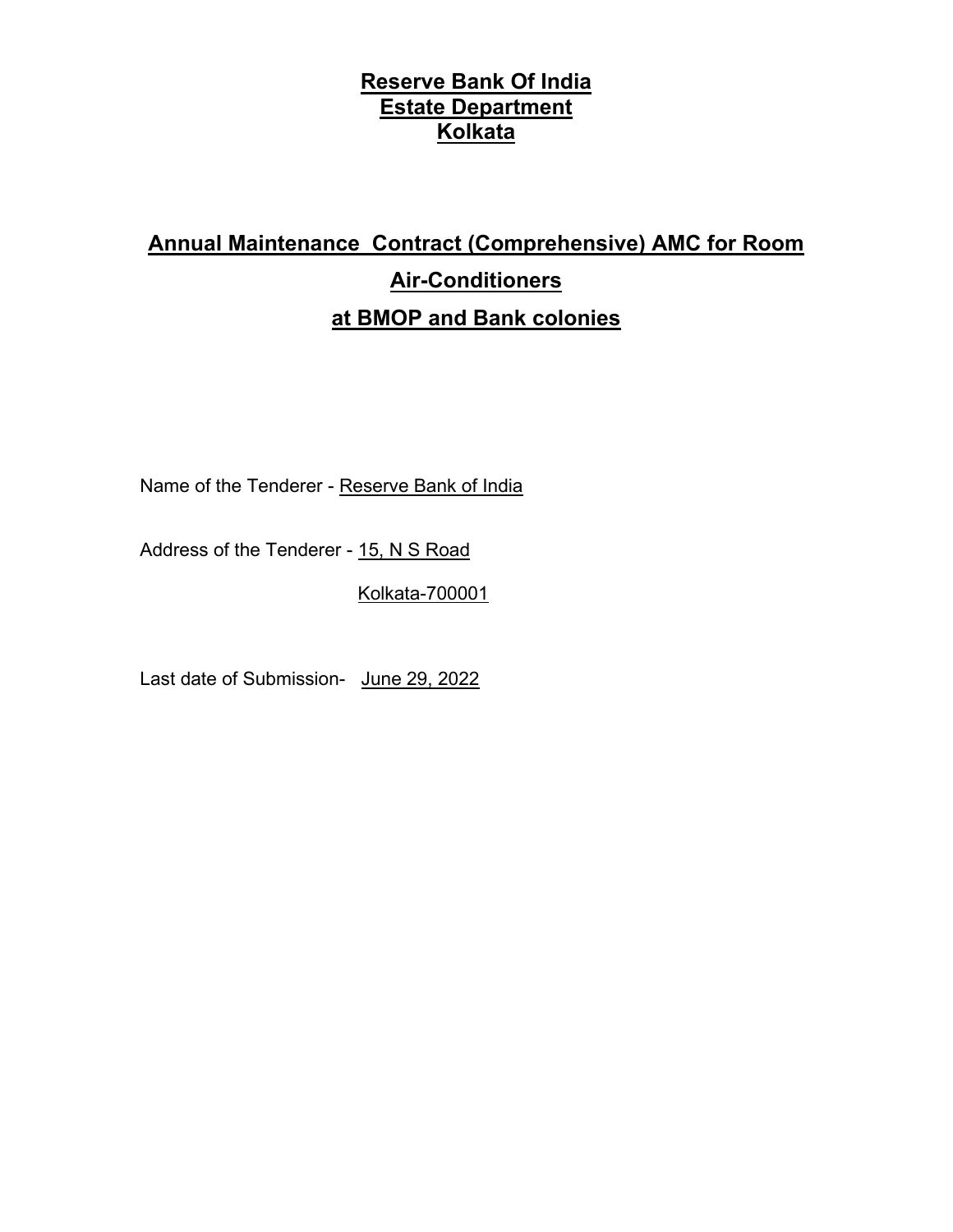# Reserve Bank Of India
# Estate Department
# Kolkata

## Annual Maintenance Contract (Comprehensive) AMC for Room Air-Conditioners at BMOP and Bank colonies

Name of the Tenderer - Reserve Bank of India

Address of the Tenderer - 15, N S Road

Kolkata-700001

Last date of Submission- June 29, 2022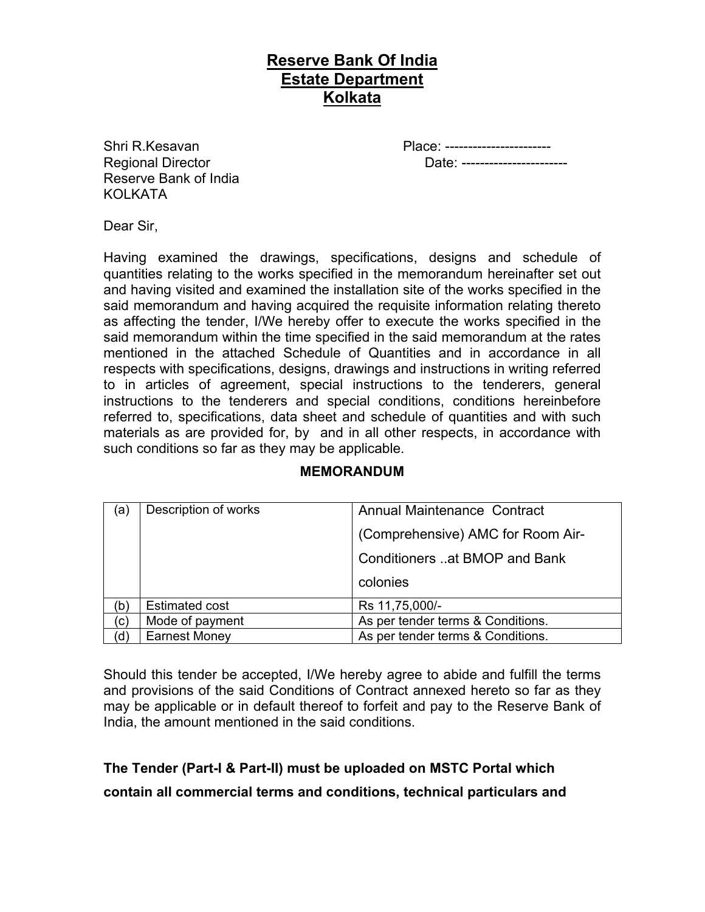# Reserve Bank Of India
## Estate Department
## Kolkata

Shri R.Kesavan
Regional Director
Reserve Bank of India
KOLKATA

Place: -----------------------
Date: -----------------------

Dear Sir,

Having examined the drawings, specifications, designs and schedule of quantities relating to the works specified in the memorandum hereinafter set out and having visited and examined the installation site of the works specified in the said memorandum and having acquired the requisite information relating thereto as affecting the tender, I/We hereby offer to execute the works specified in the said memorandum within the time specified in the said memorandum at the rates mentioned in the attached Schedule of Quantities and in accordance in all respects with specifications, designs, drawings and instructions in writing referred to in articles of agreement, special instructions to the tenderers, general instructions to the tenderers and special conditions, conditions hereinbefore referred to, specifications, data sheet and schedule of quantities and with such materials as are provided for, by and in all other respects, in accordance with such conditions so far as they may be applicable.

**MEMORANDUM**

| (a) | Description of works | Annual Maintenance Contract (Comprehensive) AMC for Room Air-Conditioners ..at BMOP and Bank colonies |
|---|---|---|
| (b) | Estimated cost | Rs 11,75,000/- |
| (c) | Mode of payment | As per tender terms & Conditions. |
| (d) | Earnest Money | As per tender terms & Conditions. |

Should this tender be accepted, I/We hereby agree to abide and fulfill the terms and provisions of the said Conditions of Contract annexed hereto so far as they may be applicable or in default thereof to forfeit and pay to the Reserve Bank of India, the amount mentioned in the said conditions.

**The Tender (Part-I & Part-II) must be uploaded on MSTC Portal which contain all commercial terms and conditions, technical particulars and**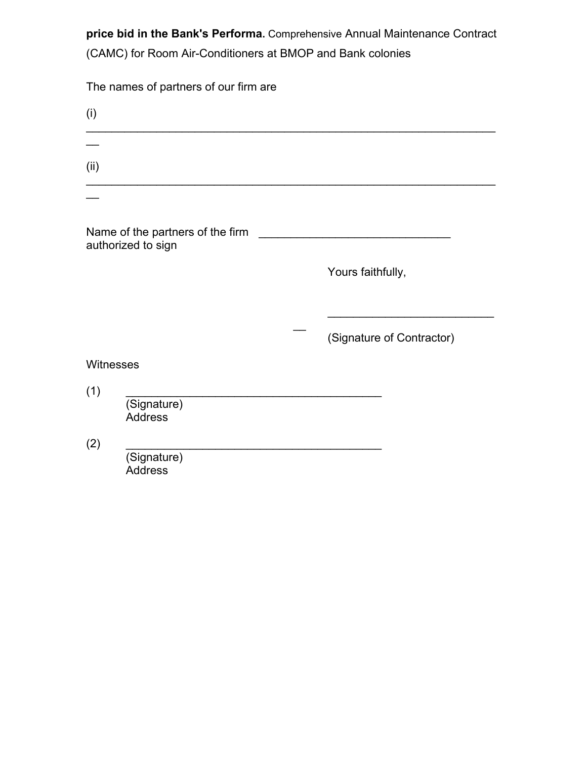**price bid in the Bank's Performa.** Comprehensive Annual Maintenance Contract (CAMC) for Room Air-Conditioners at BMOP and Bank colonies

The names of partners of our firm are

(i) ________________________________________________________________

(ii) ________________________________________________________________

Name of the partners of the firm authorized to sign ______________________________

Yours faithfully,

__________________________

(Signature of Contractor)

Witnesses

(1) ________________________________________
(Signature)
Address

(2) ________________________________________
(Signature)
Address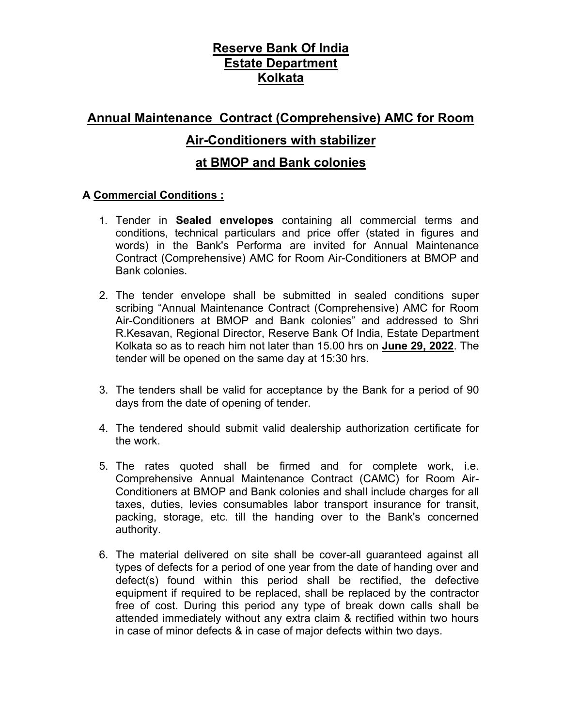# Reserve Bank Of India
# Estate Department
# Kolkata

## Annual Maintenance Contract (Comprehensive) AMC for Room Air-Conditioners with stabilizer at BMOP and Bank colonies

### A Commercial Conditions :

1. Tender in **Sealed envelopes** containing all commercial terms and conditions, technical particulars and price offer (stated in figures and words) in the Bank's Performa are invited for Annual Maintenance Contract (Comprehensive) AMC for Room Air-Conditioners at BMOP and Bank colonies.

2. The tender envelope shall be submitted in sealed conditions super scribing "Annual Maintenance Contract (Comprehensive) AMC for Room Air-Conditioners at BMOP and Bank colonies" and addressed to Shri R.Kesavan, Regional Director, Reserve Bank Of India, Estate Department Kolkata so as to reach him not later than 15.00 hrs on **June 29, 2022**. The tender will be opened on the same day at 15:30 hrs.

3. The tenders shall be valid for acceptance by the Bank for a period of 90 days from the date of opening of tender.

4. The tendered should submit valid dealership authorization certificate for the work.

5. The rates quoted shall be firmed and for complete work, i.e. Comprehensive Annual Maintenance Contract (CAMC) for Room Air-Conditioners at BMOP and Bank colonies and shall include charges for all taxes, duties, levies consumables labor transport insurance for transit, packing, storage, etc. till the handing over to the Bank's concerned authority.

6. The material delivered on site shall be cover-all guaranteed against all types of defects for a period of one year from the date of handing over and defect(s) found within this period shall be rectified, the defective equipment if required to be replaced, shall be replaced by the contractor free of cost. During this period any type of break down calls shall be attended immediately without any extra claim & rectified within two hours in case of minor defects & in case of major defects within two days.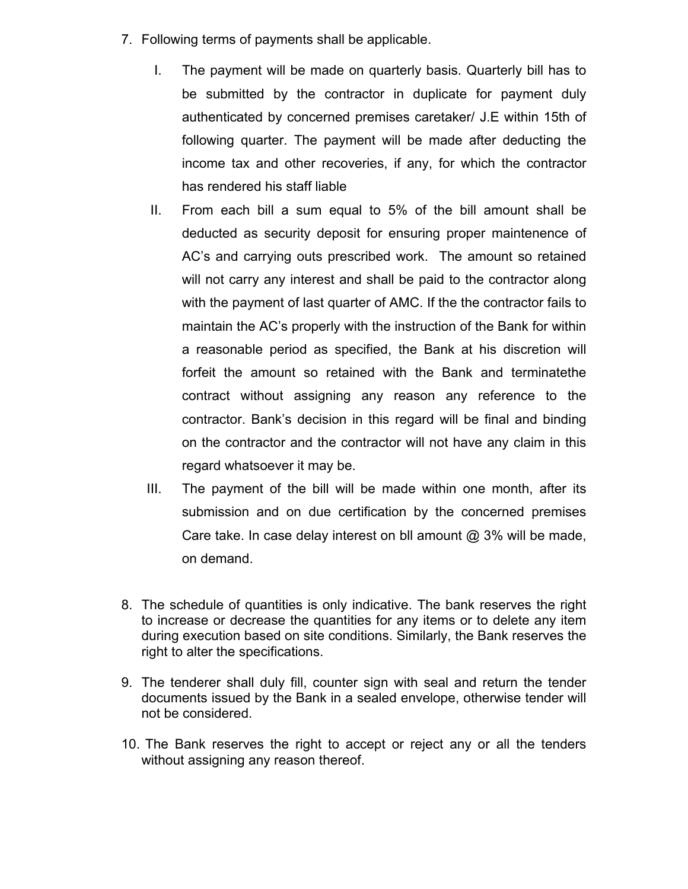7. Following terms of payments shall be applicable.

    I. The payment will be made on quarterly basis. Quarterly bill has to be submitted by the contractor in duplicate for payment duly authenticated by concerned premises caretaker/ J.E within 15th of following quarter. The payment will be made after deducting the income tax and other recoveries, if any, for which the contractor has rendered his staff liable

    II. From each bill a sum equal to 5% of the bill amount shall be deducted as security deposit for ensuring proper maintenence of AC's and carrying outs prescribed work. The amount so retained will not carry any interest and shall be paid to the contractor along with the payment of last quarter of AMC. If the the contractor fails to maintain the AC's properly with the instruction of the Bank for within a reasonable period as specified, the Bank at his discretion will forfeit the amount so retained with the Bank and terminatethe contract without assigning any reason any reference to the contractor. Bank's decision in this regard will be final and binding on the contractor and the contractor will not have any claim in this regard whatsoever it may be.

    III. The payment of the bill will be made within one month, after its submission and on due certification by the concerned premises Care take. In case delay interest on bll amount @ 3% will be made, on demand.

8. The schedule of quantities is only indicative. The bank reserves the right to increase or decrease the quantities for any items or to delete any item during execution based on site conditions. Similarly, the Bank reserves the right to alter the specifications.

9. The tenderer shall duly fill, counter sign with seal and return the tender documents issued by the Bank in a sealed envelope, otherwise tender will not be considered.

10. The Bank reserves the right to accept or reject any or all the tenders without assigning any reason thereof.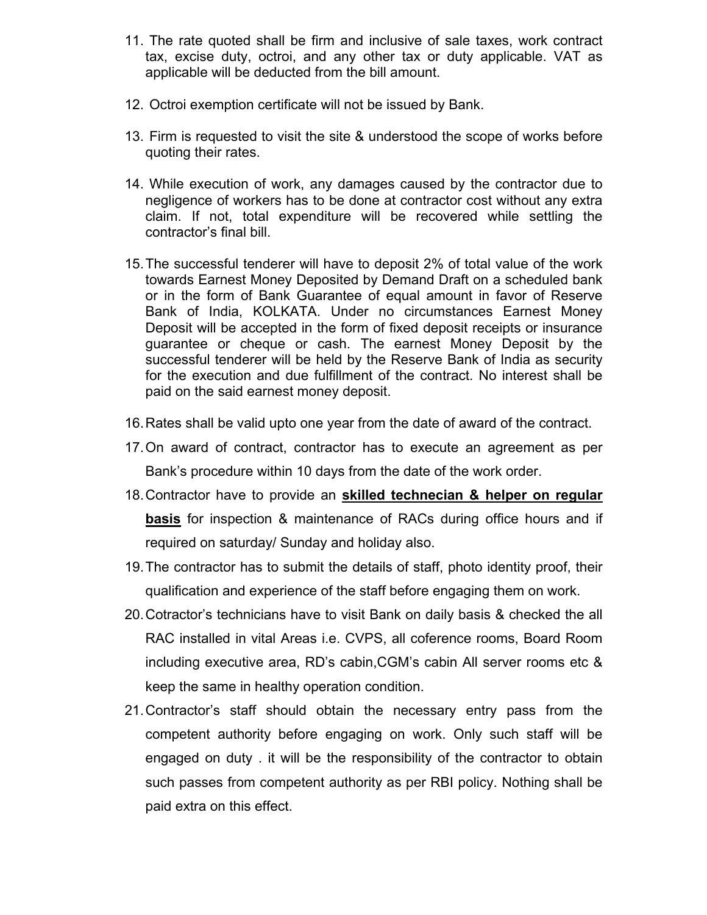11. The rate quoted shall be firm and inclusive of sale taxes, work contract tax, excise duty, octroi, and any other tax or duty applicable. VAT as applicable will be deducted from the bill amount.

12. Octroi exemption certificate will not be issued by Bank.

13. Firm is requested to visit the site & understood the scope of works before quoting their rates.

14. While execution of work, any damages caused by the contractor due to negligence of workers has to be done at contractor cost without any extra claim. If not, total expenditure will be recovered while settling the contractor's final bill.

15. The successful tenderer will have to deposit 2% of total value of the work towards Earnest Money Deposited by Demand Draft on a scheduled bank or in the form of Bank Guarantee of equal amount in favor of Reserve Bank of India, KOLKATA. Under no circumstances Earnest Money Deposit will be accepted in the form of fixed deposit receipts or insurance guarantee or cheque or cash. The earnest Money Deposit by the successful tenderer will be held by the Reserve Bank of India as security for the execution and due fulfillment of the contract. No interest shall be paid on the said earnest money deposit.

16. Rates shall be valid upto one year from the date of award of the contract.

17. On award of contract, contractor has to execute an agreement as per Bank's procedure within 10 days from the date of the work order.

18. Contractor have to provide an **skilled technecian & helper on regular basis** for inspection & maintenance of RACs during office hours and if required on saturday/ Sunday and holiday also.

19. The contractor has to submit the details of staff, photo identity proof, their qualification and experience of the staff before engaging them on work.

20. Cotractor's technicians have to visit Bank on daily basis & checked the all RAC installed in vital Areas i.e. CVPS, all coference rooms, Board Room including executive area, RD's cabin,CGM's cabin All server rooms etc & keep the same in healthy operation condition.

21. Contractor's staff should obtain the necessary entry pass from the competent authority before engaging on work. Only such staff will be engaged on duty . it will be the responsibility of the contractor to obtain such passes from competent authority as per RBI policy. Nothing shall be paid extra on this effect.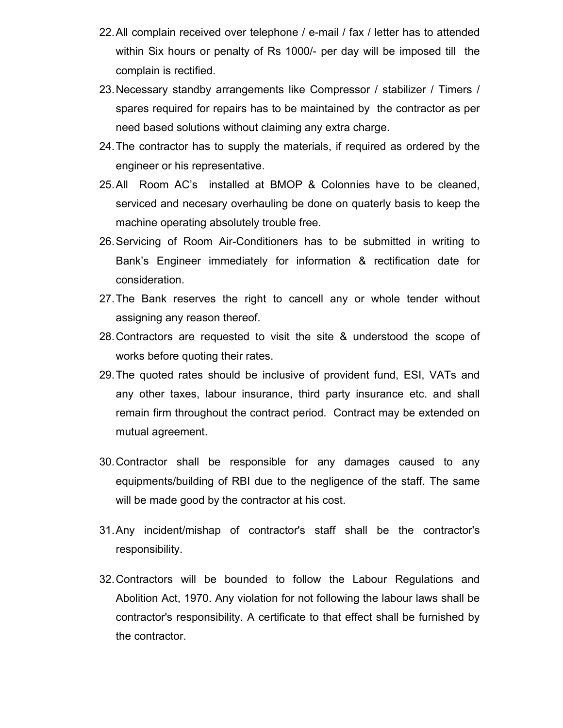22. All complain received over telephone / e-mail / fax / letter has to attended within Six hours or penalty of Rs 1000/- per day will be imposed till the complain is rectified.
23. Necessary standby arrangements like Compressor / stabilizer / Timers / spares required for repairs has to be maintained by the contractor as per need based solutions without claiming any extra charge.
24. The contractor has to supply the materials, if required as ordered by the engineer or his representative.
25. All Room AC's installed at BMOP & Colonnies have to be cleaned, serviced and necesary overhauling be done on quaterly basis to keep the machine operating absolutely trouble free.
26. Servicing of Room Air-Conditioners has to be submitted in writing to Bank's Engineer immediately for information & rectification date for consideration.
27. The Bank reserves the right to cancell any or whole tender without assigning any reason thereof.
28. Contractors are requested to visit the site & understood the scope of works before quoting their rates.
29. The quoted rates should be inclusive of provident fund, ESI, VATs and any other taxes, labour insurance, third party insurance etc. and shall remain firm throughout the contract period. Contract may be extended on mutual agreement.
30. Contractor shall be responsible for any damages caused to any equipments/building of RBI due to the negligence of the staff. The same will be made good by the contractor at his cost.
31. Any incident/mishap of contractor's staff shall be the contractor's responsibility.
32. Contractors will be bounded to follow the Labour Regulations and Abolition Act, 1970. Any violation for not following the labour laws shall be contractor's responsibility. A certificate to that effect shall be furnished by the contractor.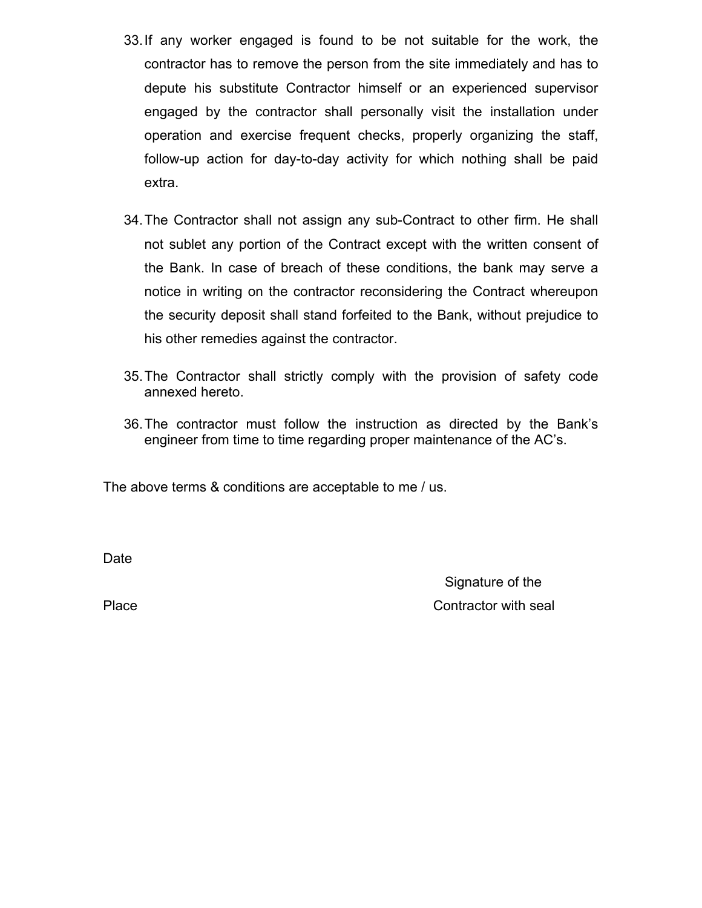33. If any worker engaged is found to be not suitable for the work, the contractor has to remove the person from the site immediately and has to depute his substitute Contractor himself or an experienced supervisor engaged by the contractor shall personally visit the installation under operation and exercise frequent checks, properly organizing the staff, follow-up action for day-to-day activity for which nothing shall be paid extra.

34. The Contractor shall not assign any sub-Contract to other firm. He shall not sublet any portion of the Contract except with the written consent of the Bank. In case of breach of these conditions, the bank may serve a notice in writing on the contractor reconsidering the Contract whereupon the security deposit shall stand forfeited to the Bank, without prejudice to his other remedies against the contractor.

35. The Contractor shall strictly comply with the provision of safety code annexed hereto.

36. The contractor must follow the instruction as directed by the Bank's engineer from time to time regarding proper maintenance of the AC's.

The above terms & conditions are acceptable to me / us.

Date

Place

Signature of the
Contractor with seal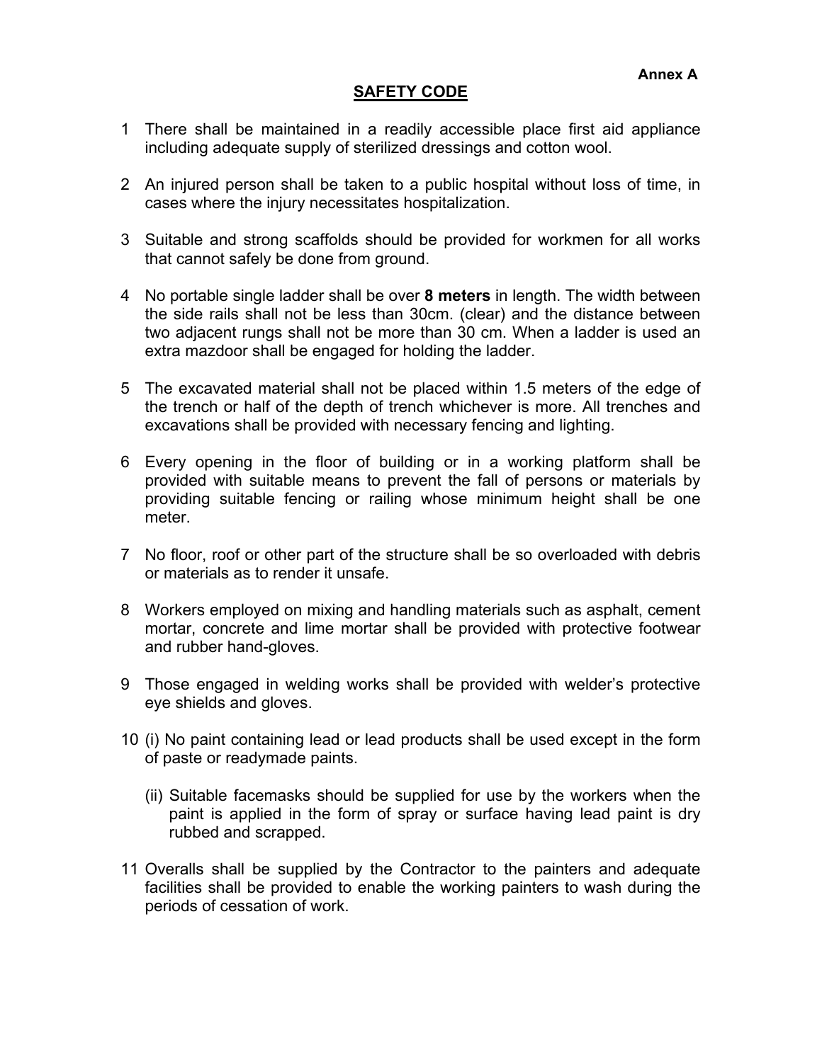**Annex A**

# SAFETY CODE

1. There shall be maintained in a readily accessible place first aid appliance including adequate supply of sterilized dressings and cotton wool.

2. An injured person shall be taken to a public hospital without loss of time, in cases where the injury necessitates hospitalization.

3. Suitable and strong scaffolds should be provided for workmen for all works that cannot safely be done from ground.

4. No portable single ladder shall be over **8 meters** in length. The width between the side rails shall not be less than 30cm. (clear) and the distance between two adjacent rungs shall not be more than 30 cm. When a ladder is used an extra mazdoor shall be engaged for holding the ladder.

5. The excavated material shall not be placed within 1.5 meters of the edge of the trench or half of the depth of trench whichever is more. All trenches and excavations shall be provided with necessary fencing and lighting.

6. Every opening in the floor of building or in a working platform shall be provided with suitable means to prevent the fall of persons or materials by providing suitable fencing or railing whose minimum height shall be one meter.

7. No floor, roof or other part of the structure shall be so overloaded with debris or materials as to render it unsafe.

8. Workers employed on mixing and handling materials such as asphalt, cement mortar, concrete and lime mortar shall be provided with protective footwear and rubber hand-gloves.

9. Those engaged in welding works shall be provided with welder's protective eye shields and gloves.

10. (i) No paint containing lead or lead products shall be used except in the form of paste or readymade paints.

    (ii) Suitable facemasks should be supplied for use by the workers when the paint is applied in the form of spray or surface having lead paint is dry rubbed and scrapped.

11. Overalls shall be supplied by the Contractor to the painters and adequate facilities shall be provided to enable the working painters to wash during the periods of cessation of work.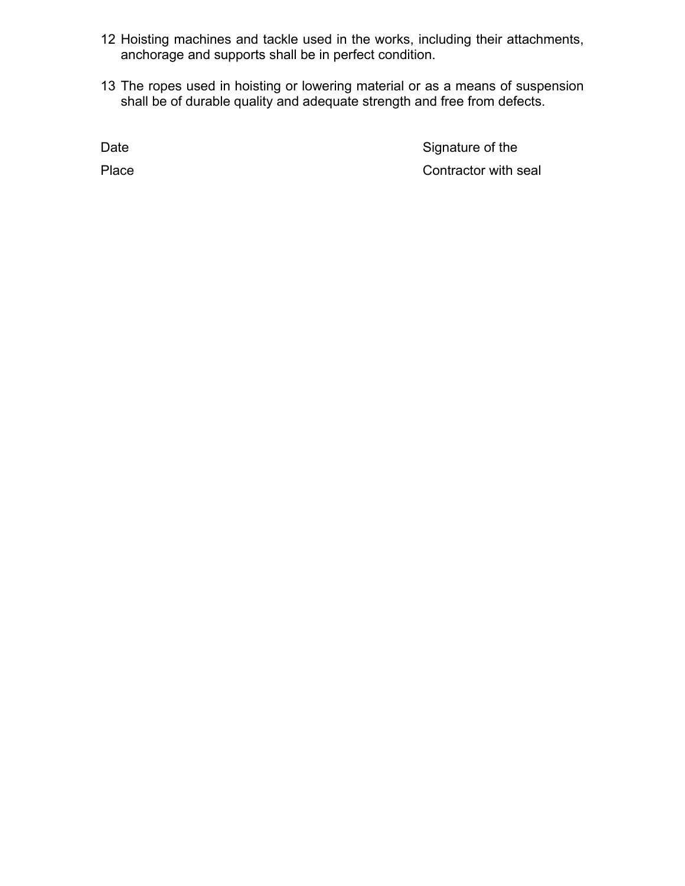12 Hoisting machines and tackle used in the works, including their attachments, anchorage and supports shall be in perfect condition.

13 The ropes used in hoisting or lowering material or as a means of suspension shall be of durable quality and adequate strength and free from defects.

| | |
|---|---|
| Date | Signature of the |
| Place | Contractor with seal |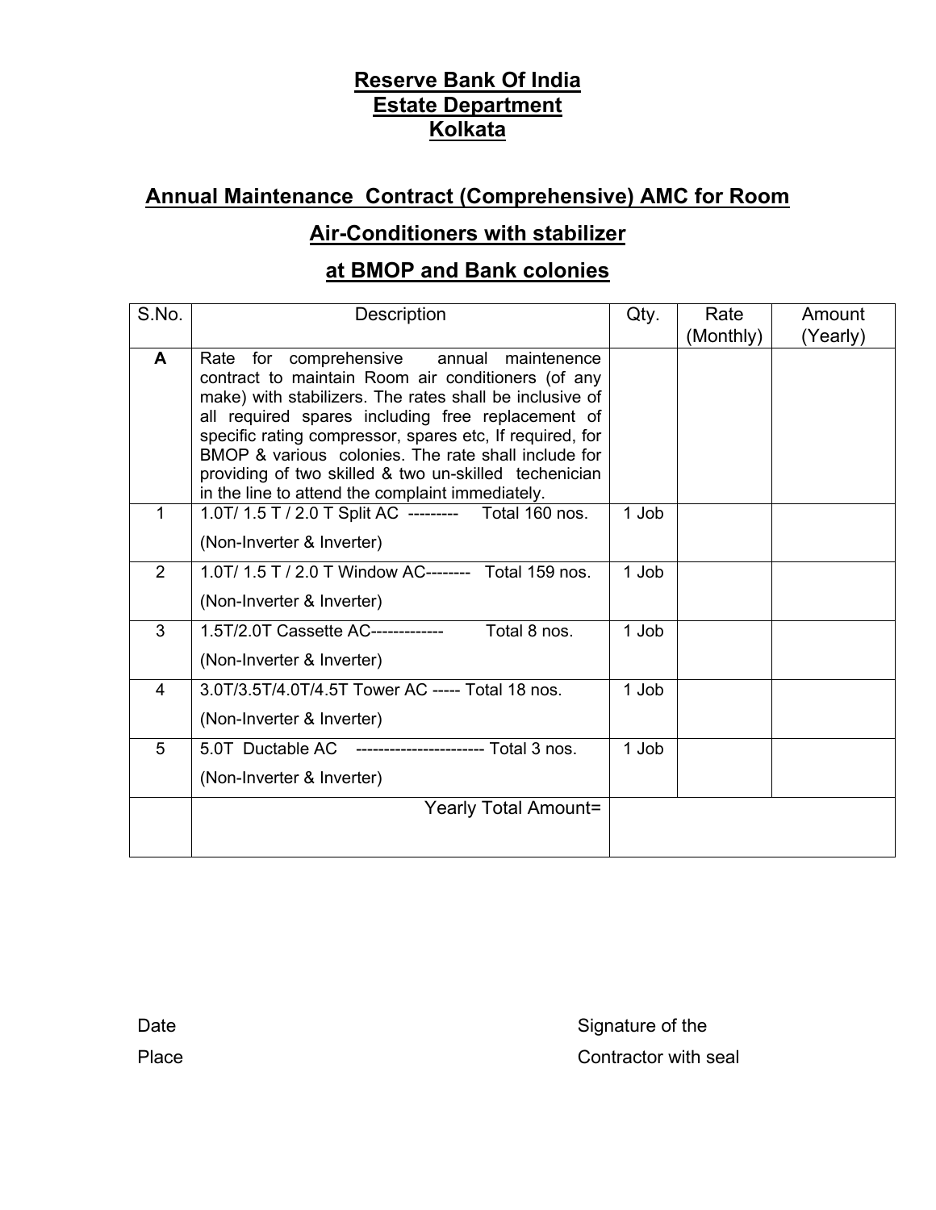# Reserve Bank Of India
# Estate Department
# Kolkata

## Annual Maintenance Contract (Comprehensive) AMC for Room Air-Conditioners with stabilizer at BMOP and Bank colonies

| S.No. | Description | Qty. | Rate (Monthly) | Amount (Yearly) |
|---|---|---|---|---|
| **A** | Rate for comprehensive annual maintenence contract to maintain Room air conditioners (of any make) with stabilizers. The rates shall be inclusive of all required spares including free replacement of specific rating compressor, spares etc, If required, for BMOP & various colonies. The rate shall include for providing of two skilled & two un-skilled techenician in the line to attend the complaint immediately. | | | |
| 1 | 1.0T/ 1.5 T / 2.0 T Split AC --------- Total 160 nos. (Non-Inverter & Inverter) | 1 Job | | |
| 2 | 1.0T/ 1.5 T / 2.0 T Window AC-------- Total 159 nos. (Non-Inverter & Inverter) | 1 Job | | |
| 3 | 1.5T/2.0T Cassette AC------------- Total 8 nos. (Non-Inverter & Inverter) | 1 Job | | |
| 4 | 3.0T/3.5T/4.0T/4.5T Tower AC ----- Total 18 nos. (Non-Inverter & Inverter) | 1 Job | | |
| 5 | 5.0T Ductable AC ----------------------- Total 3 nos. (Non-Inverter & Inverter) | 1 Job | | |
| | Yearly Total Amount= | | | |

Date

Place

Signature of the
Contractor with seal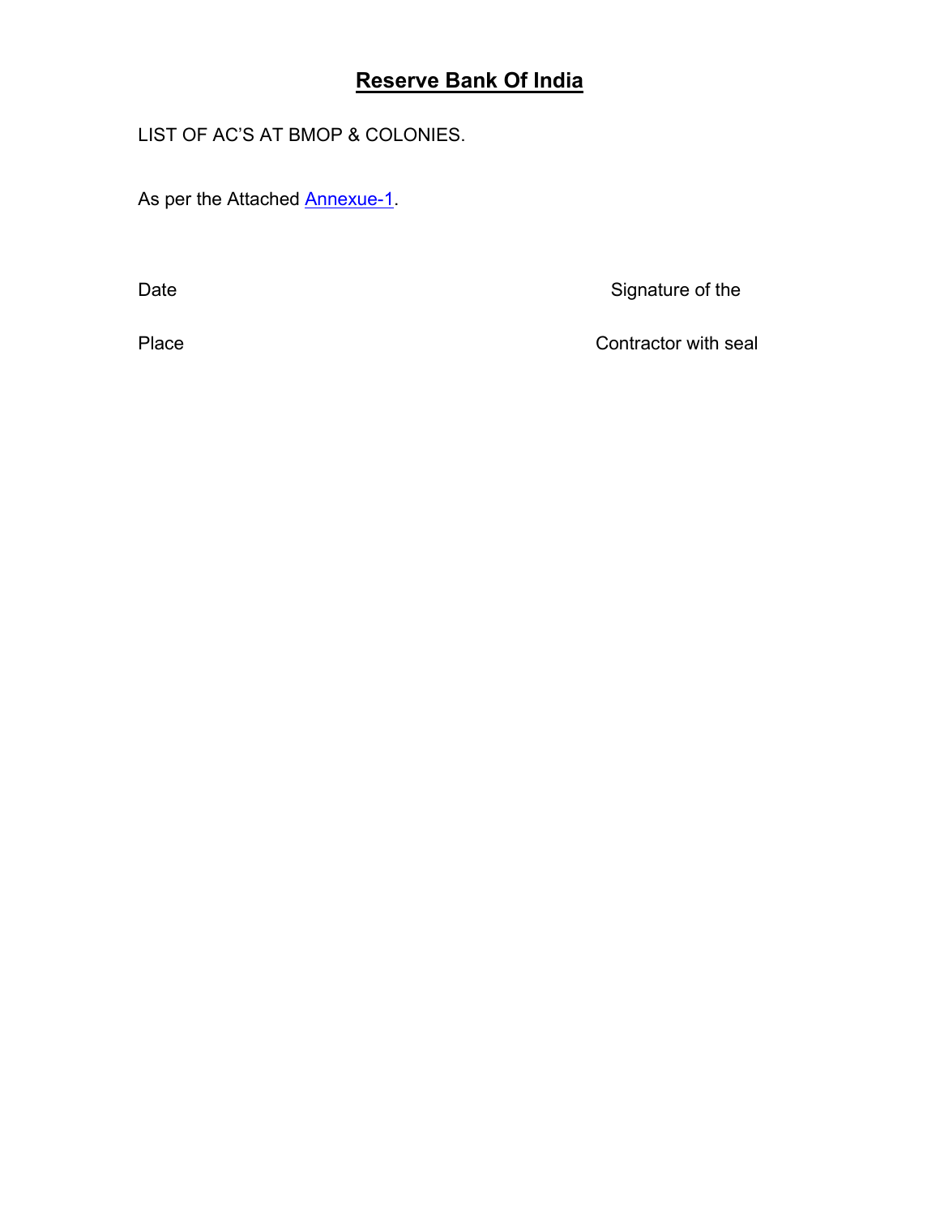# Reserve Bank Of India

LIST OF AC'S AT BMOP & COLONIES.

As per the Attached Annexue-1.

Date                                                            Signature of the

Place                                                           Contractor with seal